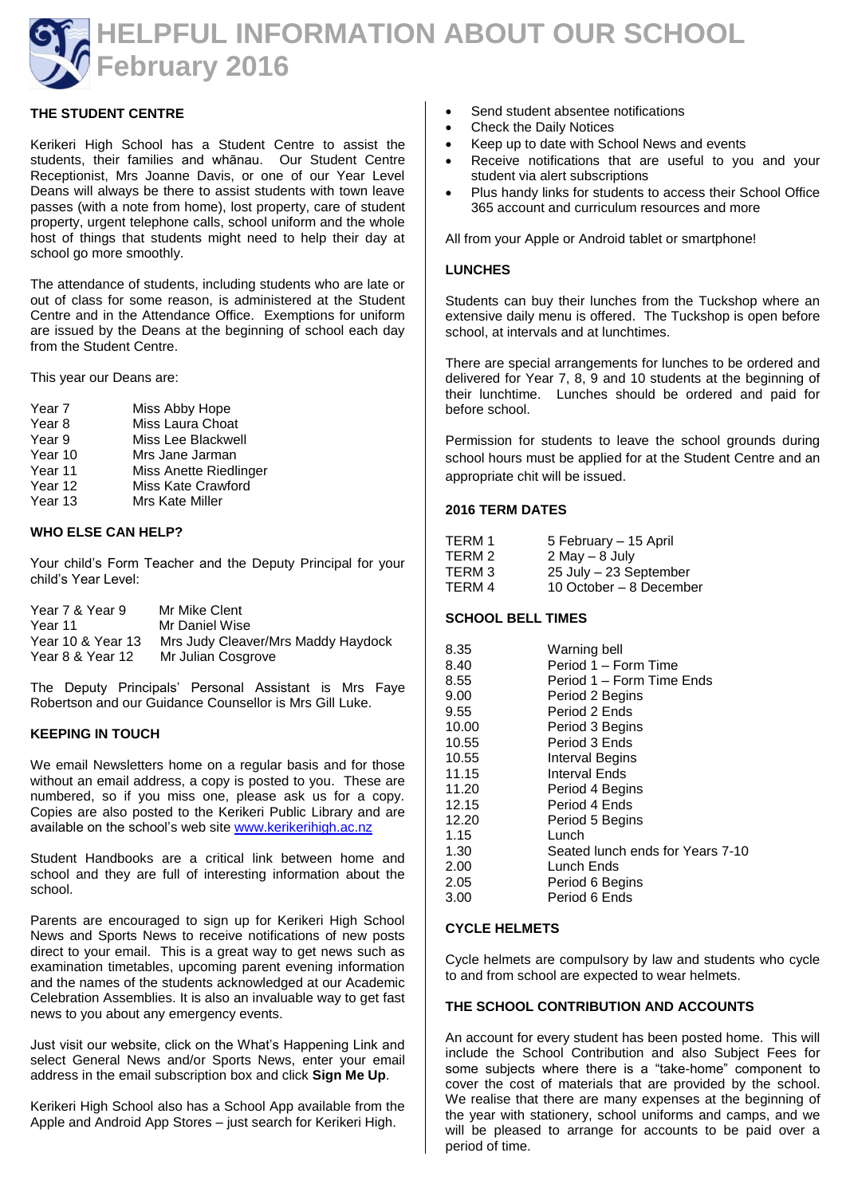# HELPFUL INFORMATION ABOUT OUR SCHOOL February 2016

## THE STUDENT CENTRE

Kerikeri High School has a Student Centre to assist the students, their families and whānau. Our Student Centre Receptionist, Mrs Joanne Davis, or one of our Year Level Deans will always be there to assist students with town leave passes (with a note from home), lost property, care of student property, urgent telephone calls, school uniform and the whole host of things that students might need to help their day at school go more smoothly.

The attendance of students, including students who are late or out of class for some reason, is administered at the Student Centre and in the Attendance Office. Exemptions for uniform are issued by the Deans at the beginning of school each day from the Student Centre.

This year our Deans are:

| | |
|---|---|
| Year 7 | Miss Abby Hope |
| Year 8 | Miss Laura Choat |
| Year 9 | Miss Lee Blackwell |
| Year 10 | Mrs Jane Jarman |
| Year 11 | Miss Anette Riedlinger |
| Year 12 | Miss Kate Crawford |
| Year 13 | Mrs Kate Miller |

## WHO ELSE CAN HELP?

Your child's Form Teacher and the Deputy Principal for your child's Year Level:

| | |
|---|---|
| Year 7 & Year 9 | Mr Mike Clent |
| Year 11 | Mr Daniel Wise |
| Year 10 & Year 13 | Mrs Judy Cleaver/Mrs Maddy Haydock |
| Year 8 & Year 12 | Mr Julian Cosgrove |

The Deputy Principals' Personal Assistant is Mrs Faye Robertson and our Guidance Counsellor is Mrs Gill Luke.

## KEEPING IN TOUCH

We email Newsletters home on a regular basis and for those without an email address, a copy is posted to you. These are numbered, so if you miss one, please ask us for a copy. Copies are also posted to the Kerikeri Public Library and are available on the school's web site www.kerikerihigh.ac.nz

Student Handbooks are a critical link between home and school and they are full of interesting information about the school.

Parents are encouraged to sign up for Kerikeri High School News and Sports News to receive notifications of new posts direct to your email. This is a great way to get news such as examination timetables, upcoming parent evening information and the names of the students acknowledged at our Academic Celebration Assemblies. It is also an invaluable way to get fast news to you about any emergency events.

Just visit our website, click on the What's Happening Link and select General News and/or Sports News, enter your email address in the email subscription box and click **Sign Me Up**.

Kerikeri High School also has a School App available from the Apple and Android App Stores – just search for Kerikeri High.

- Send student absentee notifications
- Check the Daily Notices
- Keep up to date with School News and events
- Receive notifications that are useful to you and your student via alert subscriptions
- Plus handy links for students to access their School Office 365 account and curriculum resources and more

All from your Apple or Android tablet or smartphone!

## LUNCHES

Students can buy their lunches from the Tuckshop where an extensive daily menu is offered. The Tuckshop is open before school, at intervals and at lunchtimes.

There are special arrangements for lunches to be ordered and delivered for Year 7, 8, 9 and 10 students at the beginning of their lunchtime. Lunches should be ordered and paid for before school.

Permission for students to leave the school grounds during school hours must be applied for at the Student Centre and an appropriate chit will be issued.

## 2016 TERM DATES

| | |
|---|---|
| TERM 1 | 5 February – 15 April |
| TERM 2 | 2 May – 8 July |
| TERM 3 | 25 July – 23 September |
| TERM 4 | 10 October – 8 December |

## SCHOOL BELL TIMES

| | |
|---|---|
| 8.35 | Warning bell |
| 8.40 | Period 1 – Form Time |
| 8.55 | Period 1 – Form Time Ends |
| 9.00 | Period 2 Begins |
| 9.55 | Period 2 Ends |
| 10.00 | Period 3 Begins |
| 10.55 | Period 3 Ends |
| 10.55 | Interval Begins |
| 11.15 | Interval Ends |
| 11.20 | Period 4 Begins |
| 12.15 | Period 4 Ends |
| 12.20 | Period 5 Begins |
| 1.15 | Lunch |
| 1.30 | Seated lunch ends for Years 7-10 |
| 2.00 | Lunch Ends |
| 2.05 | Period 6 Begins |
| 3.00 | Period 6 Ends |

## CYCLE HELMETS

Cycle helmets are compulsory by law and students who cycle to and from school are expected to wear helmets.

## THE SCHOOL CONTRIBUTION AND ACCOUNTS

An account for every student has been posted home. This will include the School Contribution and also Subject Fees for some subjects where there is a "take-home" component to cover the cost of materials that are provided by the school. We realise that there are many expenses at the beginning of the year with stationery, school uniforms and camps, and we will be pleased to arrange for accounts to be paid over a period of time.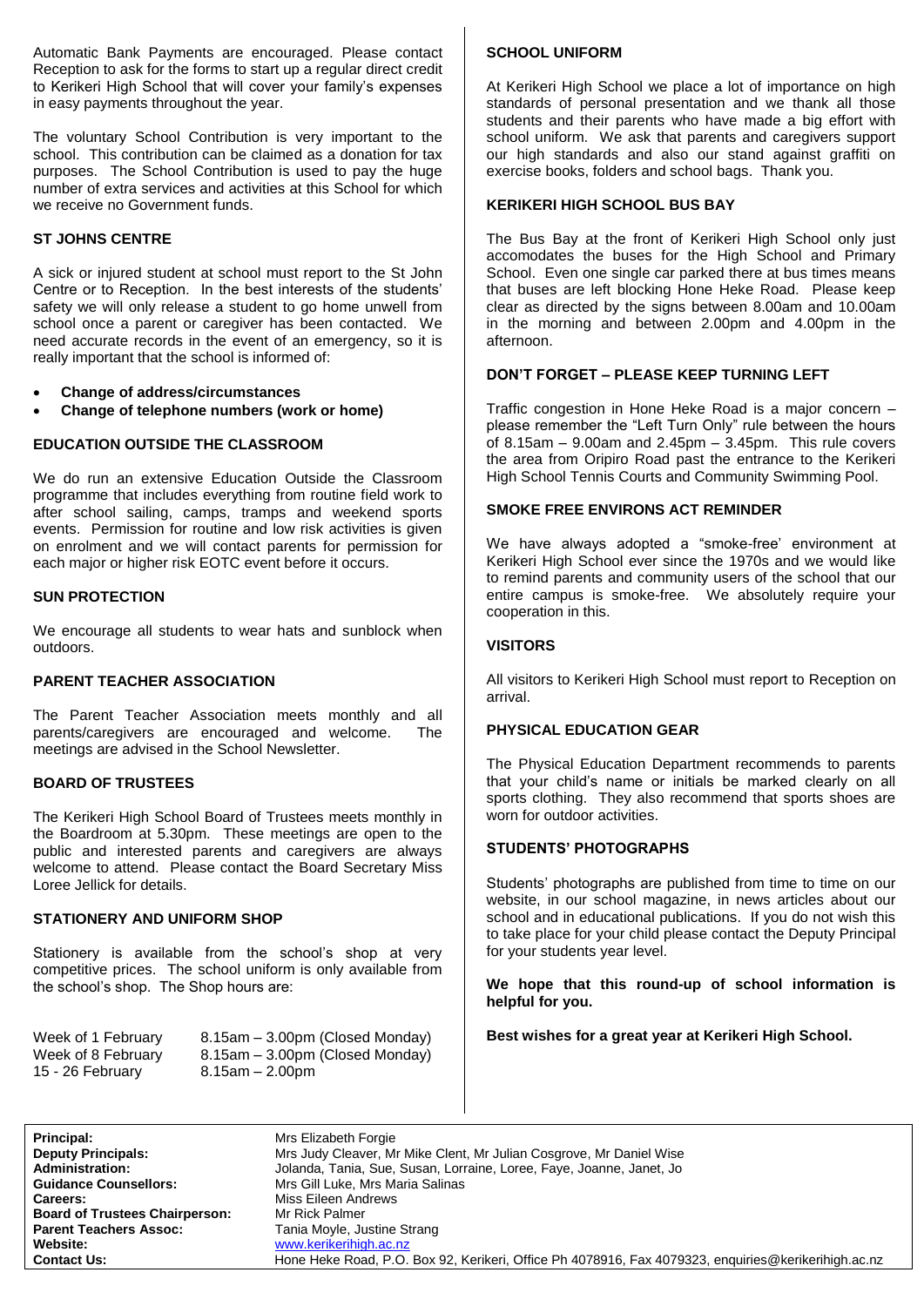Automatic Bank Payments are encouraged. Please contact Reception to ask for the forms to start up a regular direct credit to Kerikeri High School that will cover your family's expenses in easy payments throughout the year.

The voluntary School Contribution is very important to the school. This contribution can be claimed as a donation for tax purposes. The School Contribution is used to pay the huge number of extra services and activities at this School for which we receive no Government funds.

### ST JOHNS CENTRE

A sick or injured student at school must report to the St John Centre or to Reception. In the best interests of the students' safety we will only release a student to go home unwell from school once a parent or caregiver has been contacted. We need accurate records in the event of an emergency, so it is really important that the school is informed of:

- **Change of address/circumstances**
- **Change of telephone numbers (work or home)**

### EDUCATION OUTSIDE THE CLASSROOM

We do run an extensive Education Outside the Classroom programme that includes everything from routine field work to after school sailing, camps, tramps and weekend sports events. Permission for routine and low risk activities is given on enrolment and we will contact parents for permission for each major or higher risk EOTC event before it occurs.

### SUN PROTECTION

We encourage all students to wear hats and sunblock when outdoors.

### PARENT TEACHER ASSOCIATION

The Parent Teacher Association meets monthly and all parents/caregivers are encouraged and welcome. The meetings are advised in the School Newsletter.

### BOARD OF TRUSTEES

The Kerikeri High School Board of Trustees meets monthly in the Boardroom at 5.30pm. These meetings are open to the public and interested parents and caregivers are always welcome to attend. Please contact the Board Secretary Miss Loree Jellick for details.

### STATIONERY AND UNIFORM SHOP

Stationery is available from the school's shop at very competitive prices. The school uniform is only available from the school's shop. The Shop hours are:

| | |
|---|---|
| Week of 1 February | 8.15am – 3.00pm (Closed Monday) |
| Week of 8 February | 8.15am – 3.00pm (Closed Monday) |
| 15 - 26 February | 8.15am – 2.00pm |

### SCHOOL UNIFORM

At Kerikeri High School we place a lot of importance on high standards of personal presentation and we thank all those students and their parents who have made a big effort with school uniform. We ask that parents and caregivers support our high standards and also our stand against graffiti on exercise books, folders and school bags. Thank you.

### KERIKERI HIGH SCHOOL BUS BAY

The Bus Bay at the front of Kerikeri High School only just accomodates the buses for the High School and Primary School. Even one single car parked there at bus times means that buses are left blocking Hone Heke Road. Please keep clear as directed by the signs between 8.00am and 10.00am in the morning and between 2.00pm and 4.00pm in the afternoon.

### DON'T FORGET – PLEASE KEEP TURNING LEFT

Traffic congestion in Hone Heke Road is a major concern – please remember the "Left Turn Only" rule between the hours of 8.15am – 9.00am and 2.45pm – 3.45pm. This rule covers the area from Oripiro Road past the entrance to the Kerikeri High School Tennis Courts and Community Swimming Pool.

### SMOKE FREE ENVIRONS ACT REMINDER

We have always adopted a "smoke-free' environment at Kerikeri High School ever since the 1970s and we would like to remind parents and community users of the school that our entire campus is smoke-free. We absolutely require your cooperation in this.

### VISITORS

All visitors to Kerikeri High School must report to Reception on arrival.

### PHYSICAL EDUCATION GEAR

The Physical Education Department recommends to parents that your child's name or initials be marked clearly on all sports clothing. They also recommend that sports shoes are worn for outdoor activities.

### STUDENTS' PHOTOGRAPHS

Students' photographs are published from time to time on our website, in our school magazine, in news articles about our school and in educational publications. If you do not wish this to take place for your child please contact the Deputy Principal for your students year level.

**We hope that this round-up of school information is helpful for you.**

**Best wishes for a great year at Kerikeri High School.**

| | |
|---|---|
| **Principal:** | Mrs Elizabeth Forgie |
| **Deputy Principals:** | Mrs Judy Cleaver, Mr Mike Clent, Mr Julian Cosgrove, Mr Daniel Wise |
| **Administration:** | Jolanda, Tania, Sue, Susan, Lorraine, Loree, Faye, Joanne, Janet, Jo |
| **Guidance Counsellors:** | Mrs Gill Luke, Mrs Maria Salinas |
| **Careers:** | Miss Eileen Andrews |
| **Board of Trustees Chairperson:** | Mr Rick Palmer |
| **Parent Teachers Assoc:** | Tania Moyle, Justine Strang |
| **Website:** | www.kerikerihigh.ac.nz |
| **Contact Us:** | Hone Heke Road, P.O. Box 92, Kerikeri, Office Ph 4078916, Fax 4079323, enquiries@kerikerihigh.ac.nz |